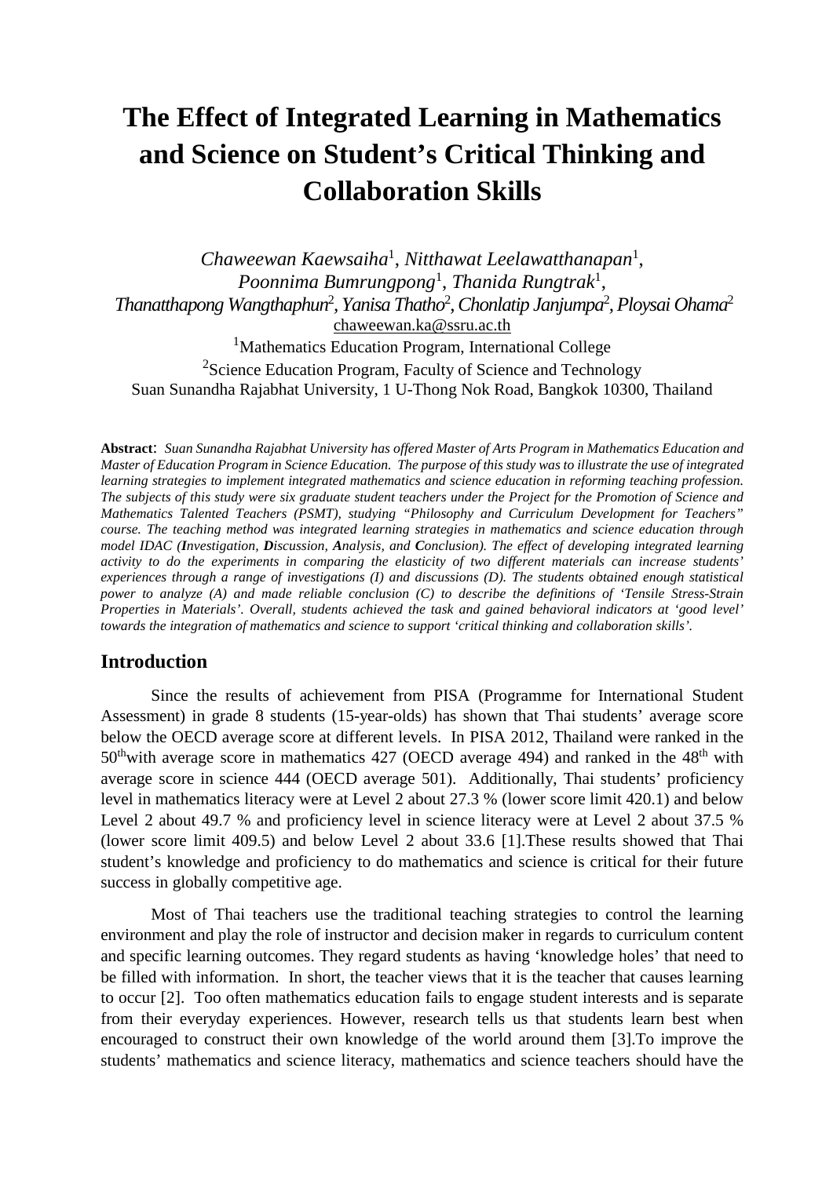# The Effect of Integrated Learning in Mathematics and Science on Student's Critical Thinking and Collaboration Skills

*Chaweewan Kaewsaiha*[1], *Nitthawat Leelawatthanapan*[1], *Poonnima Bumrungpong*[1], *Thanida Rungtrak*[1], *Thanatthapong Wangthaphun*[2], *Yanisa Thatho*[2], *Chonlatip Janjumpa*[2], *Ploysai Ohama*[2]

chaweewan.ka@ssru.ac.th

[1]Mathematics Education Program, International College

[2]Science Education Program, Faculty of Science and Technology

Suan Sunandha Rajabhat University, 1 U-Thong Nok Road, Bangkok 10300, Thailand

**Abstract**: *Suan Sunandha Rajabhat University has offered Master of Arts Program in Mathematics Education and Master of Education Program in Science Education. The purpose of this study was to illustrate the use of integrated learning strategies to implement integrated mathematics and science education in reforming teaching profession. The subjects of this study were six graduate student teachers under the Project for the Promotion of Science and Mathematics Talented Teachers (PSMT), studying "Philosophy and Curriculum Development for Teachers" course. The teaching method was integrated learning strategies in mathematics and science education through model IDAC (**I**nvestigation, **D**iscussion, **A**nalysis, and **C**onclusion). The effect of developing integrated learning activity to do the experiments in comparing the elasticity of two different materials can increase students' experiences through a range of investigations (I) and discussions (D). The students obtained enough statistical power to analyze (A) and made reliable conclusion (C) to describe the definitions of 'Tensile Stress-Strain Properties in Materials'. Overall, students achieved the task and gained behavioral indicators at 'good level' towards the integration of mathematics and science to support 'critical thinking and collaboration skills'.*

## Introduction

Since the results of achievement from PISA (Programme for International Student Assessment) in grade 8 students (15-year-olds) has shown that Thai students' average score below the OECD average score at different levels. In PISA 2012, Thailand were ranked in the 50thwith average score in mathematics 427 (OECD average 494) and ranked in the 48th with average score in science 444 (OECD average 501). Additionally, Thai students' proficiency level in mathematics literacy were at Level 2 about 27.3 % (lower score limit 420.1) and below Level 2 about 49.7 % and proficiency level in science literacy were at Level 2 about 37.5 % (lower score limit 409.5) and below Level 2 about 33.6 [1].These results showed that Thai student's knowledge and proficiency to do mathematics and science is critical for their future success in globally competitive age.

Most of Thai teachers use the traditional teaching strategies to control the learning environment and play the role of instructor and decision maker in regards to curriculum content and specific learning outcomes. They regard students as having 'knowledge holes' that need to be filled with information. In short, the teacher views that it is the teacher that causes learning to occur [2]. Too often mathematics education fails to engage student interests and is separate from their everyday experiences. However, research tells us that students learn best when encouraged to construct their own knowledge of the world around them [3].To improve the students' mathematics and science literacy, mathematics and science teachers should have the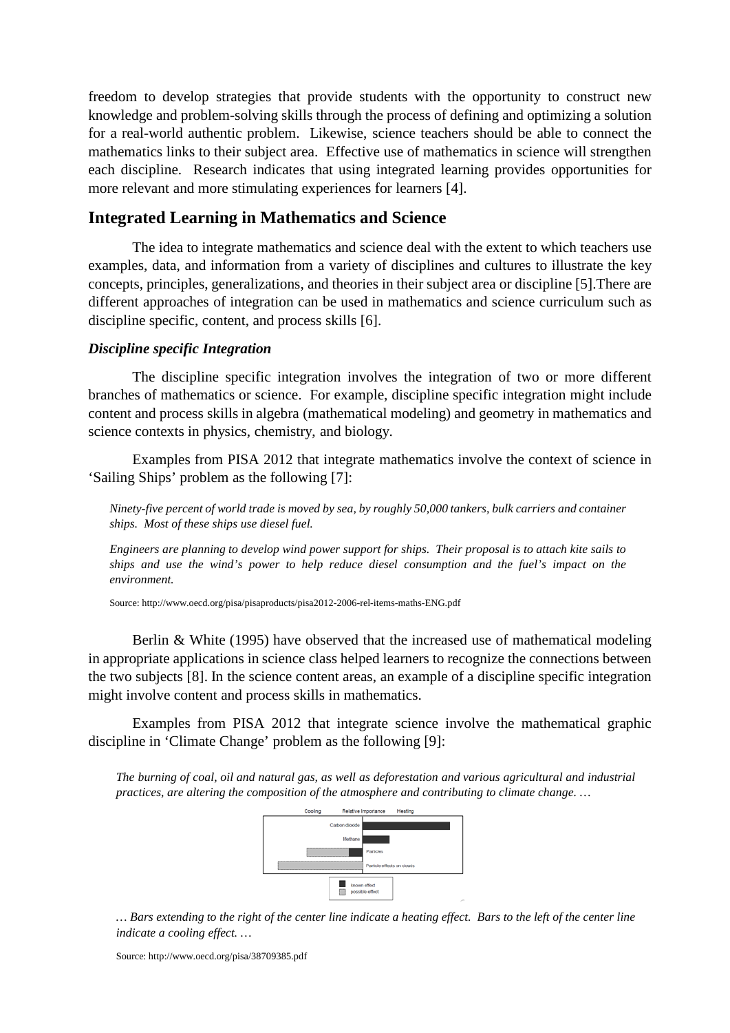freedom to develop strategies that provide students with the opportunity to construct new knowledge and problem-solving skills through the process of defining and optimizing a solution for a real-world authentic problem. Likewise, science teachers should be able to connect the mathematics links to their subject area. Effective use of mathematics in science will strengthen each discipline. Research indicates that using integrated learning provides opportunities for more relevant and more stimulating experiences for learners [4].

## Integrated Learning in Mathematics and Science

The idea to integrate mathematics and science deal with the extent to which teachers use examples, data, and information from a variety of disciplines and cultures to illustrate the key concepts, principles, generalizations, and theories in their subject area or discipline [5].There are different approaches of integration can be used in mathematics and science curriculum such as discipline specific, content, and process skills [6].

### *Discipline specific Integration*

The discipline specific integration involves the integration of two or more different branches of mathematics or science. For example, discipline specific integration might include content and process skills in algebra (mathematical modeling) and geometry in mathematics and science contexts in physics, chemistry, and biology.

Examples from PISA 2012 that integrate mathematics involve the context of science in 'Sailing Ships' problem as the following [7]:

> *Ninety-five percent of world trade is moved by sea, by roughly 50,000 tankers, bulk carriers and container ships. Most of these ships use diesel fuel.*
>
> *Engineers are planning to develop wind power support for ships. Their proposal is to attach kite sails to ships and use the wind's power to help reduce diesel consumption and the fuel's impact on the environment.*
>
> Source: http://www.oecd.org/pisa/pisaproducts/pisa2012-2006-rel-items-maths-ENG.pdf

Berlin & White (1995) have observed that the increased use of mathematical modeling in appropriate applications in science class helped learners to recognize the connections between the two subjects [8]. In the science content areas, an example of a discipline specific integration might involve content and process skills in mathematics.

Examples from PISA 2012 that integrate science involve the mathematical graphic discipline in 'Climate Change' problem as the following [9]:

> *The burning of coal, oil and natural gas, as well as deforestation and various agricultural and industrial practices, are altering the composition of the atmosphere and contributing to climate change. …*
>
> *… Bars extending to the right of the center line indicate a heating effect. Bars to the left of the center line indicate a cooling effect. …*
>
> Source: http://www.oecd.org/pisa/38709385.pdf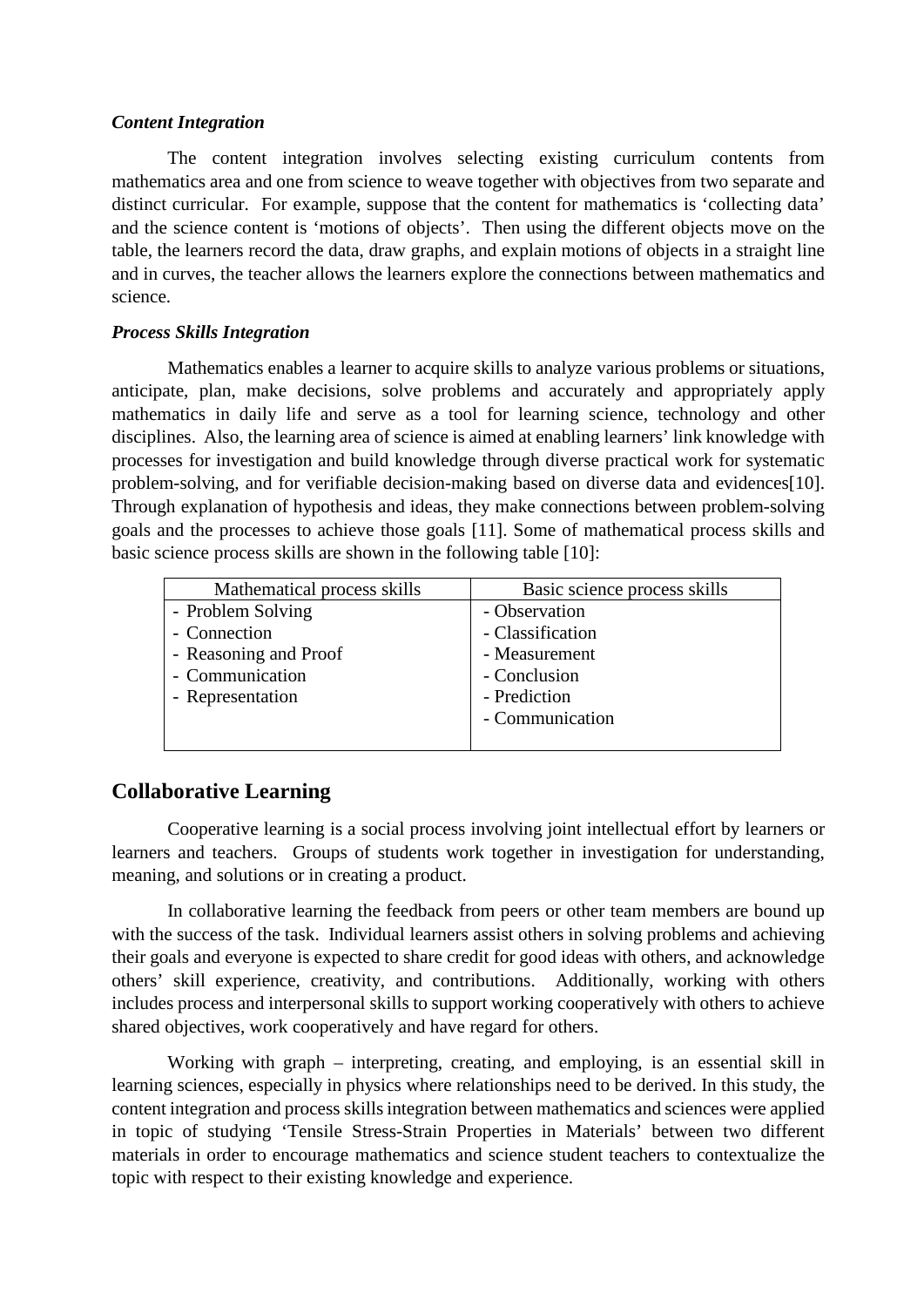***Content Integration***

The content integration involves selecting existing curriculum contents from mathematics area and one from science to weave together with objectives from two separate and distinct curricular. For example, suppose that the content for mathematics is 'collecting data' and the science content is 'motions of objects'. Then using the different objects move on the table, the learners record the data, draw graphs, and explain motions of objects in a straight line and in curves, the teacher allows the learners explore the connections between mathematics and science.

***Process Skills Integration***

Mathematics enables a learner to acquire skills to analyze various problems or situations, anticipate, plan, make decisions, solve problems and accurately and appropriately apply mathematics in daily life and serve as a tool for learning science, technology and other disciplines. Also, the learning area of science is aimed at enabling learners' link knowledge with processes for investigation and build knowledge through diverse practical work for systematic problem-solving, and for verifiable decision-making based on diverse data and evidences[10]. Through explanation of hypothesis and ideas, they make connections between problem-solving goals and the processes to achieve those goals [11]. Some of mathematical process skills and basic science process skills are shown in the following table [10]:

| Mathematical process skills | Basic science process skills |
|---|---|
| - Problem Solving<br>- Connection<br>- Reasoning and Proof<br>- Communication<br>- Representation | - Observation<br>- Classification<br>- Measurement<br>- Conclusion<br>- Prediction<br>- Communication |

## Collaborative Learning

Cooperative learning is a social process involving joint intellectual effort by learners or learners and teachers. Groups of students work together in investigation for understanding, meaning, and solutions or in creating a product.

In collaborative learning the feedback from peers or other team members are bound up with the success of the task. Individual learners assist others in solving problems and achieving their goals and everyone is expected to share credit for good ideas with others, and acknowledge others' skill experience, creativity, and contributions. Additionally, working with others includes process and interpersonal skills to support working cooperatively with others to achieve shared objectives, work cooperatively and have regard for others.

Working with graph – interpreting, creating, and employing, is an essential skill in learning sciences, especially in physics where relationships need to be derived. In this study, the content integration and process skills integration between mathematics and sciences were applied in topic of studying 'Tensile Stress-Strain Properties in Materials' between two different materials in order to encourage mathematics and science student teachers to contextualize the topic with respect to their existing knowledge and experience.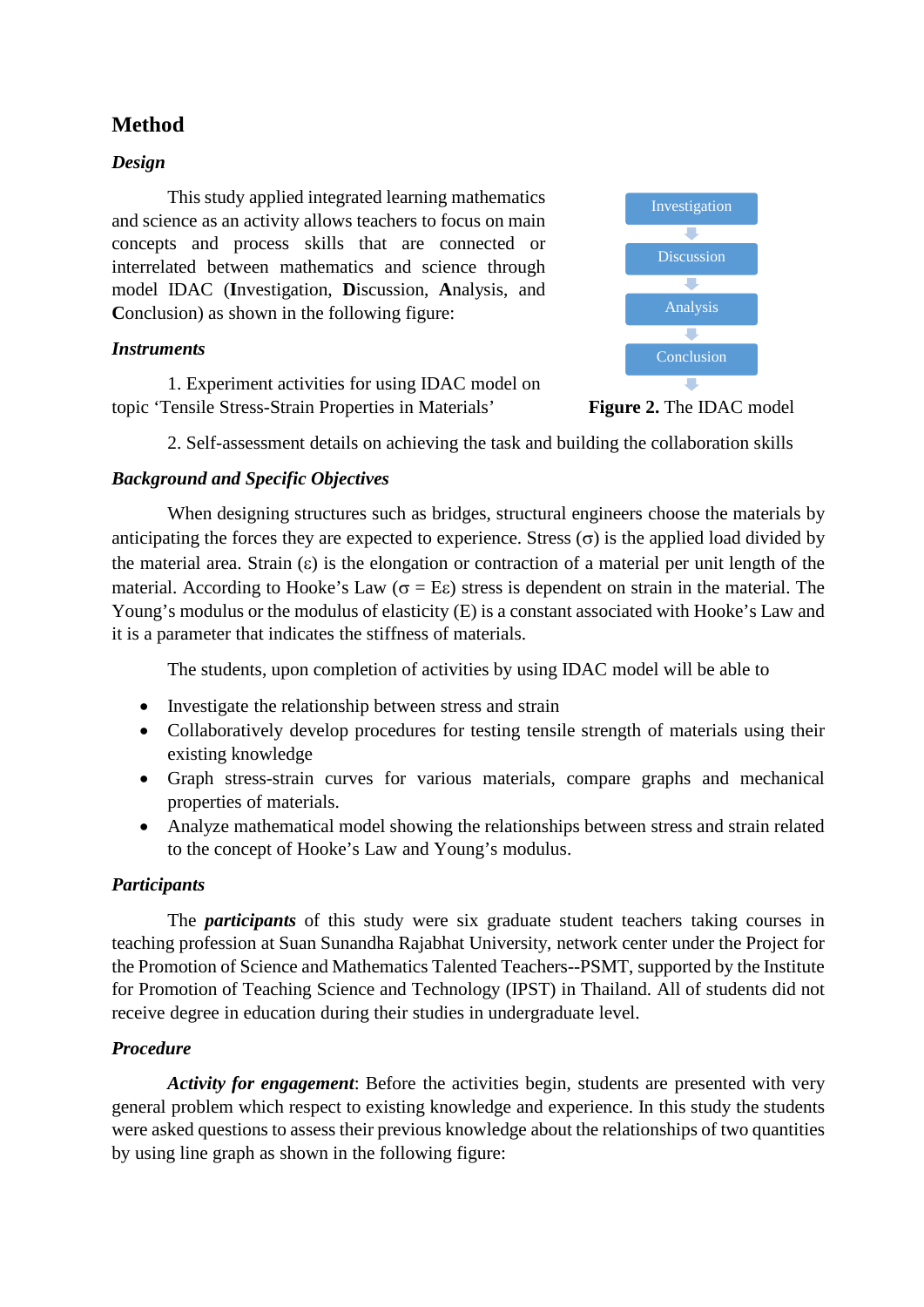## Method

### *Design*

This study applied integrated learning mathematics and science as an activity allows teachers to focus on main concepts and process skills that are connected or interrelated between mathematics and science through model IDAC (**I**nvestigation, **D**iscussion, **A**nalysis, and **C**onclusion) as shown in the following figure:

Investigation → Discussion → Analysis → Conclusion

**Figure 2.** The IDAC model

### *Instruments*

1. Experiment activities for using IDAC model on topic 'Tensile Stress-Strain Properties in Materials'

2. Self-assessment details on achieving the task and building the collaboration skills

### *Background and Specific Objectives*

When designing structures such as bridges, structural engineers choose the materials by anticipating the forces they are expected to experience. Stress ($\sigma$) is the applied load divided by the material area. Strain ($\varepsilon$) is the elongation or contraction of a material per unit length of the material. According to Hooke's Law ($\sigma = E\varepsilon$) stress is dependent on strain in the material. The Young's modulus or the modulus of elasticity (E) is a constant associated with Hooke's Law and it is a parameter that indicates the stiffness of materials.

The students, upon completion of activities by using IDAC model will be able to

- Investigate the relationship between stress and strain
- Collaboratively develop procedures for testing tensile strength of materials using their existing knowledge
- Graph stress-strain curves for various materials, compare graphs and mechanical properties of materials.
- Analyze mathematical model showing the relationships between stress and strain related to the concept of Hooke's Law and Young's modulus.

### *Participants*

The ***participants*** of this study were six graduate student teachers taking courses in teaching profession at Suan Sunandha Rajabhat University, network center under the Project for the Promotion of Science and Mathematics Talented Teachers--PSMT, supported by the Institute for Promotion of Teaching Science and Technology (IPST) in Thailand. All of students did not receive degree in education during their studies in undergraduate level.

### *Procedure*

***Activity for engagement***: Before the activities begin, students are presented with very general problem which respect to existing knowledge and experience. In this study the students were asked questions to assess their previous knowledge about the relationships of two quantities by using line graph as shown in the following figure: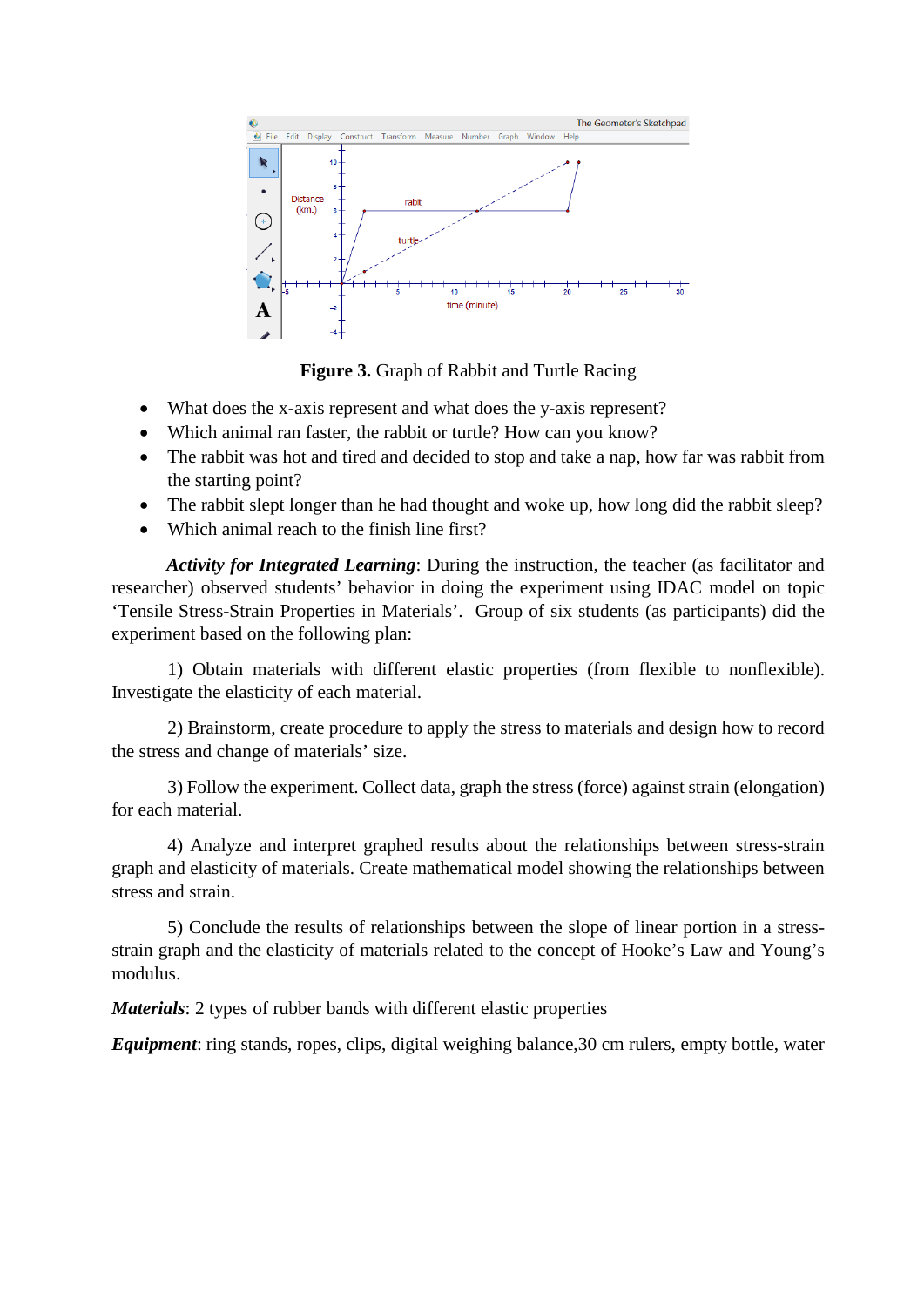**Figure 3.** Graph of Rabbit and Turtle Racing

- What does the x-axis represent and what does the y-axis represent?
- Which animal ran faster, the rabbit or turtle? How can you know?
- The rabbit was hot and tired and decided to stop and take a nap, how far was rabbit from the starting point?
- The rabbit slept longer than he had thought and woke up, how long did the rabbit sleep?
- Which animal reach to the finish line first?

***Activity for Integrated Learning***: During the instruction, the teacher (as facilitator and researcher) observed students' behavior in doing the experiment using IDAC model on topic 'Tensile Stress-Strain Properties in Materials'. Group of six students (as participants) did the experiment based on the following plan:

1) Obtain materials with different elastic properties (from flexible to nonflexible). Investigate the elasticity of each material.

2) Brainstorm, create procedure to apply the stress to materials and design how to record the stress and change of materials' size.

3) Follow the experiment. Collect data, graph the stress (force) against strain (elongation) for each material.

4) Analyze and interpret graphed results about the relationships between stress-strain graph and elasticity of materials. Create mathematical model showing the relationships between stress and strain.

5) Conclude the results of relationships between the slope of linear portion in a stress-strain graph and the elasticity of materials related to the concept of Hooke's Law and Young's modulus.

***Materials***: 2 types of rubber bands with different elastic properties

***Equipment***: ring stands, ropes, clips, digital weighing balance,30 cm rulers, empty bottle, water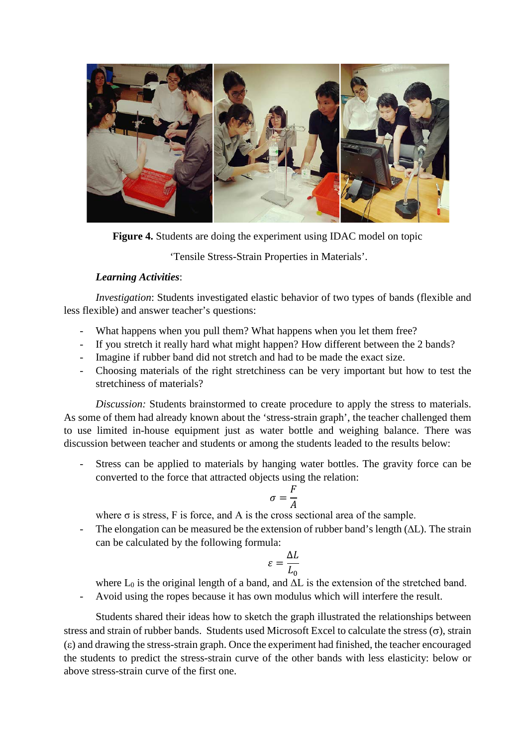**Figure 4.** Students are doing the experiment using IDAC model on topic 'Tensile Stress-Strain Properties in Materials'.

***Learning Activities***:

*Investigation*: Students investigated elastic behavior of two types of bands (flexible and less flexible) and answer teacher's questions:

- What happens when you pull them? What happens when you let them free?
- If you stretch it really hard what might happen? How different between the 2 bands?
- Imagine if rubber band did not stretch and had to be made the exact size.
- Choosing materials of the right stretchiness can be very important but how to test the stretchiness of materials?

*Discussion:* Students brainstormed to create procedure to apply the stress to materials. As some of them had already known about the 'stress-strain graph', the teacher challenged them to use limited in-house equipment just as water bottle and weighing balance. There was discussion between teacher and students or among the students leaded to the results below:

- Stress can be applied to materials by hanging water bottles. The gravity force can be converted to the force that attracted objects using the relation:

$$\sigma = \frac{F}{A}$$

  where σ is stress, F is force, and A is the cross sectional area of the sample.

- The elongation can be measured be the extension of rubber band's length (ΔL). The strain can be calculated by the following formula:

$$\varepsilon = \frac{\Delta L}{L_0}$$

  where $L_0$ is the original length of a band, and ΔL is the extension of the stretched band.

- Avoid using the ropes because it has own modulus which will interfere the result.

Students shared their ideas how to sketch the graph illustrated the relationships between stress and strain of rubber bands. Students used Microsoft Excel to calculate the stress (σ), strain (ε) and drawing the stress-strain graph. Once the experiment had finished, the teacher encouraged the students to predict the stress-strain curve of the other bands with less elasticity: below or above stress-strain curve of the first one.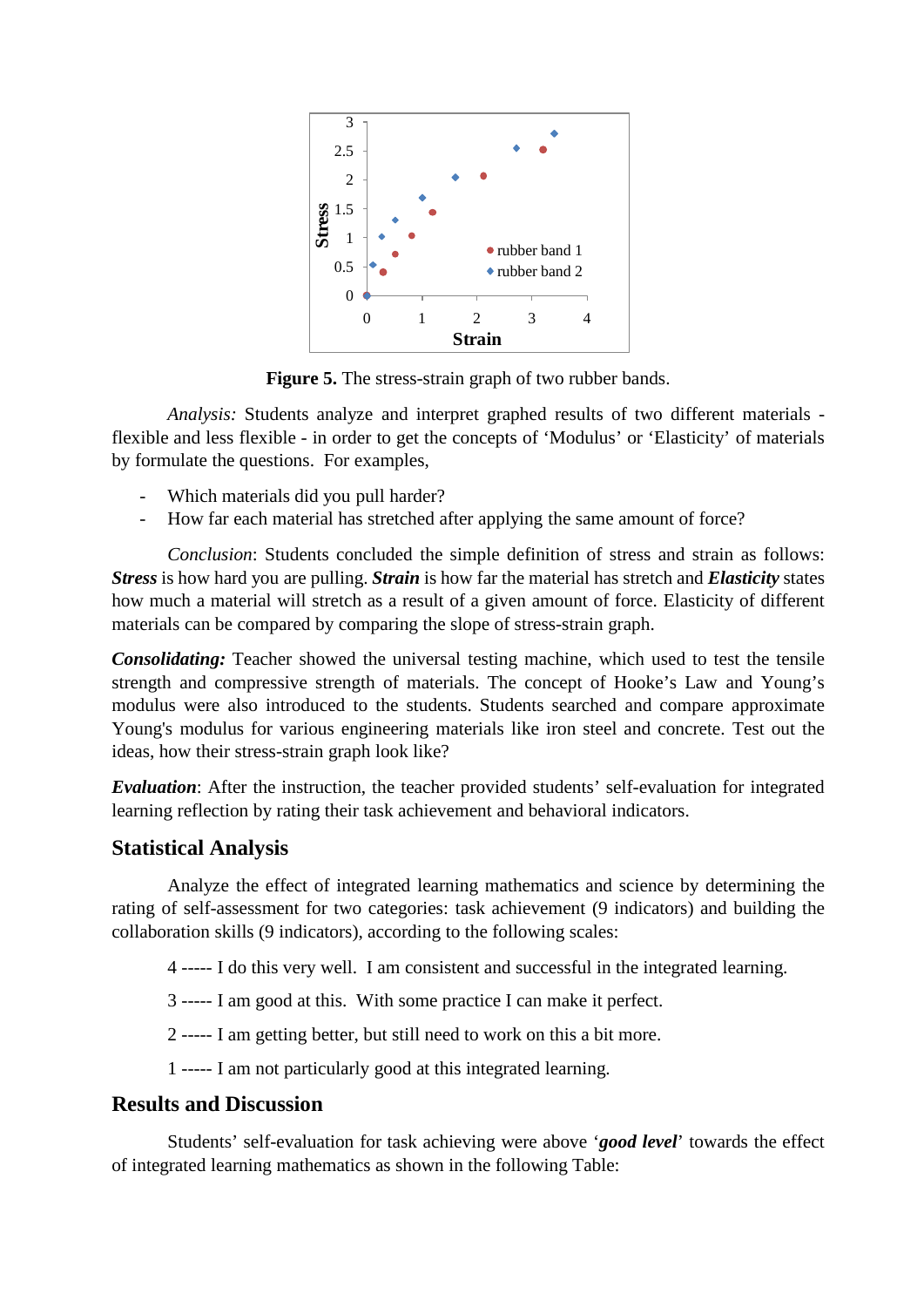**Figure 5.** The stress-strain graph of two rubber bands.

*Analysis:* Students analyze and interpret graphed results of two different materials - flexible and less flexible - in order to get the concepts of 'Modulus' or 'Elasticity' of materials by formulate the questions. For examples,

- Which materials did you pull harder?
- How far each material has stretched after applying the same amount of force?

*Conclusion*: Students concluded the simple definition of stress and strain as follows: ***Stress*** is how hard you are pulling. ***Strain*** is how far the material has stretch and ***Elasticity*** states how much a material will stretch as a result of a given amount of force. Elasticity of different materials can be compared by comparing the slope of stress-strain graph.

***Consolidating:*** Teacher showed the universal testing machine, which used to test the tensile strength and compressive strength of materials. The concept of Hooke's Law and Young's modulus were also introduced to the students. Students searched and compare approximate Young's modulus for various engineering materials like iron steel and concrete. Test out the ideas, how their stress-strain graph look like?

***Evaluation***: After the instruction, the teacher provided students' self-evaluation for integrated learning reflection by rating their task achievement and behavioral indicators.

## Statistical Analysis

Analyze the effect of integrated learning mathematics and science by determining the rating of self-assessment for two categories: task achievement (9 indicators) and building the collaboration skills (9 indicators), according to the following scales:

4 ----- I do this very well. I am consistent and successful in the integrated learning.

3 ----- I am good at this. With some practice I can make it perfect.

2 ----- I am getting better, but still need to work on this a bit more.

1 ----- I am not particularly good at this integrated learning.

## Results and Discussion

Students' self-evaluation for task achieving were above '***good level***' towards the effect of integrated learning mathematics as shown in the following Table: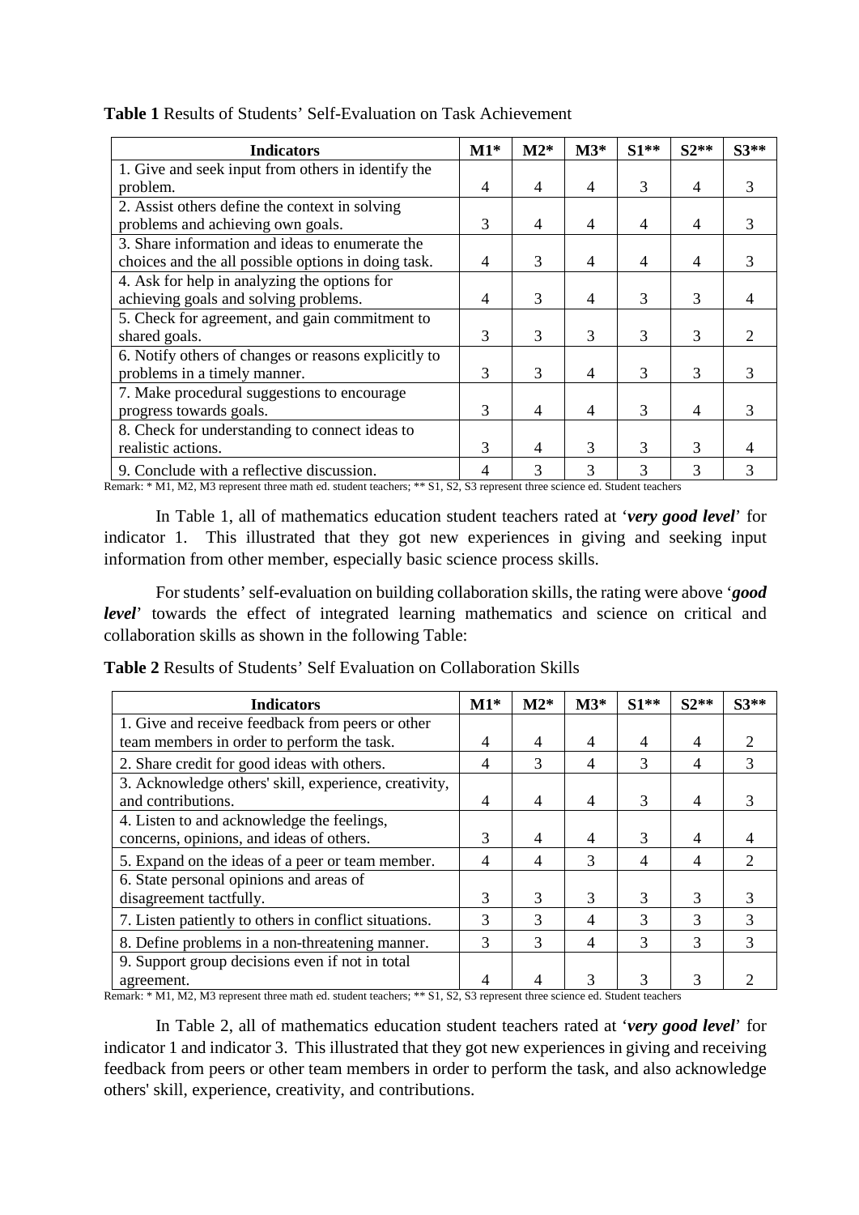**Table 1** Results of Students' Self-Evaluation on Task Achievement

| Indicators | M1* | M2* | M3* | S1** | S2** | S3** |
|---|---|---|---|---|---|---|
| 1. Give and seek input from others in identify the problem. | 4 | 4 | 4 | 3 | 4 | 3 |
| 2. Assist others define the context in solving problems and achieving own goals. | 3 | 4 | 4 | 4 | 4 | 3 |
| 3. Share information and ideas to enumerate the choices and the all possible options in doing task. | 4 | 3 | 4 | 4 | 4 | 3 |
| 4. Ask for help in analyzing the options for achieving goals and solving problems. | 4 | 3 | 4 | 3 | 3 | 4 |
| 5. Check for agreement, and gain commitment to shared goals. | 3 | 3 | 3 | 3 | 3 | 2 |
| 6. Notify others of changes or reasons explicitly to problems in a timely manner. | 3 | 3 | 4 | 3 | 3 | 3 |
| 7. Make procedural suggestions to encourage progress towards goals. | 3 | 4 | 4 | 3 | 4 | 3 |
| 8. Check for understanding to connect ideas to realistic actions. | 3 | 4 | 3 | 3 | 3 | 4 |
| 9. Conclude with a reflective discussion. | 4 | 3 | 3 | 3 | 3 | 3 |

Remark: * M1, M2, M3 represent three math ed. student teachers; ** S1, S2, S3 represent three science ed. Student teachers

In Table 1, all of mathematics education student teachers rated at '***very good level***' for indicator 1. This illustrated that they got new experiences in giving and seeking input information from other member, especially basic science process skills.

For students' self-evaluation on building collaboration skills, the rating were above '***good level***' towards the effect of integrated learning mathematics and science on critical and collaboration skills as shown in the following Table:

**Table 2** Results of Students' Self Evaluation on Collaboration Skills

| Indicators | M1* | M2* | M3* | S1** | S2** | S3** |
|---|---|---|---|---|---|---|
| 1. Give and receive feedback from peers or other team members in order to perform the task. | 4 | 4 | 4 | 4 | 4 | 2 |
| 2. Share credit for good ideas with others. | 4 | 3 | 4 | 3 | 4 | 3 |
| 3. Acknowledge others' skill, experience, creativity, and contributions. | 4 | 4 | 4 | 3 | 4 | 3 |
| 4. Listen to and acknowledge the feelings, concerns, opinions, and ideas of others. | 3 | 4 | 4 | 3 | 4 | 4 |
| 5. Expand on the ideas of a peer or team member. | 4 | 4 | 3 | 4 | 4 | 2 |
| 6. State personal opinions and areas of disagreement tactfully. | 3 | 3 | 3 | 3 | 3 | 3 |
| 7. Listen patiently to others in conflict situations. | 3 | 3 | 4 | 3 | 3 | 3 |
| 8. Define problems in a non-threatening manner. | 3 | 3 | 4 | 3 | 3 | 3 |
| 9. Support group decisions even if not in total agreement. | 4 | 4 | 3 | 3 | 3 | 2 |

Remark: * M1, M2, M3 represent three math ed. student teachers; ** S1, S2, S3 represent three science ed. Student teachers

In Table 2, all of mathematics education student teachers rated at '***very good level***' for indicator 1 and indicator 3. This illustrated that they got new experiences in giving and receiving feedback from peers or other team members in order to perform the task, and also acknowledge others' skill, experience, creativity, and contributions.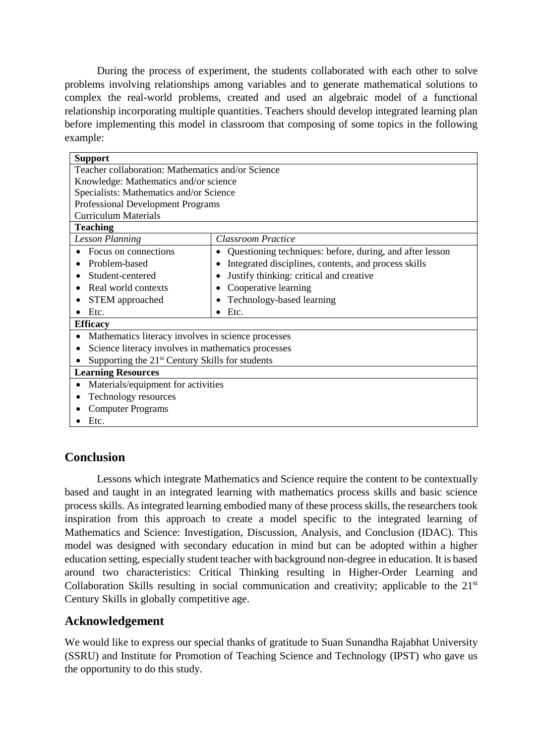During the process of experiment, the students collaborated with each other to solve problems involving relationships among variables and to generate mathematical solutions to complex the real-world problems, created and used an algebraic model of a functional relationship incorporating multiple quantities. Teachers should develop integrated learning plan before implementing this model in classroom that composing of some topics in the following example:

| **Support** | |
|---|---|
| Teacher collaboration: Mathematics and/or Science<br>Knowledge: Mathematics and/or science<br>Specialists: Mathematics and/or Science<br>Professional Development Programs<br>Curriculum Materials | |
| **Teaching** | |
| *Lesson Planning* | *Classroom Practice* |
| • Focus on connections<br>• Problem-based<br>• Student-centered<br>• Real world contexts<br>• STEM approached<br>• Etc. | • Questioning techniques: before, during, and after lesson<br>• Integrated disciplines, contents, and process skills<br>• Justify thinking: critical and creative<br>• Cooperative learning<br>• Technology-based learning<br>• Etc. |
| **Efficacy** | |
| • Mathematics literacy involves in science processes<br>• Science literacy involves in mathematics processes<br>• Supporting the 21st Century Skills for students | |
| **Learning Resources** | |
| • Materials/equipment for activities<br>• Technology resources<br>• Computer Programs<br>• Etc. | |

## Conclusion

Lessons which integrate Mathematics and Science require the content to be contextually based and taught in an integrated learning with mathematics process skills and basic science process skills. As integrated learning embodied many of these process skills, the researchers took inspiration from this approach to create a model specific to the integrated learning of Mathematics and Science: Investigation, Discussion, Analysis, and Conclusion (IDAC). This model was designed with secondary education in mind but can be adopted within a higher education setting, especially student teacher with background non-degree in education. It is based around two characteristics: Critical Thinking resulting in Higher-Order Learning and Collaboration Skills resulting in social communication and creativity; applicable to the 21st Century Skills in globally competitive age.

## Acknowledgement

We would like to express our special thanks of gratitude to Suan Sunandha Rajabhat University (SSRU) and Institute for Promotion of Teaching Science and Technology (IPST) who gave us the opportunity to do this study.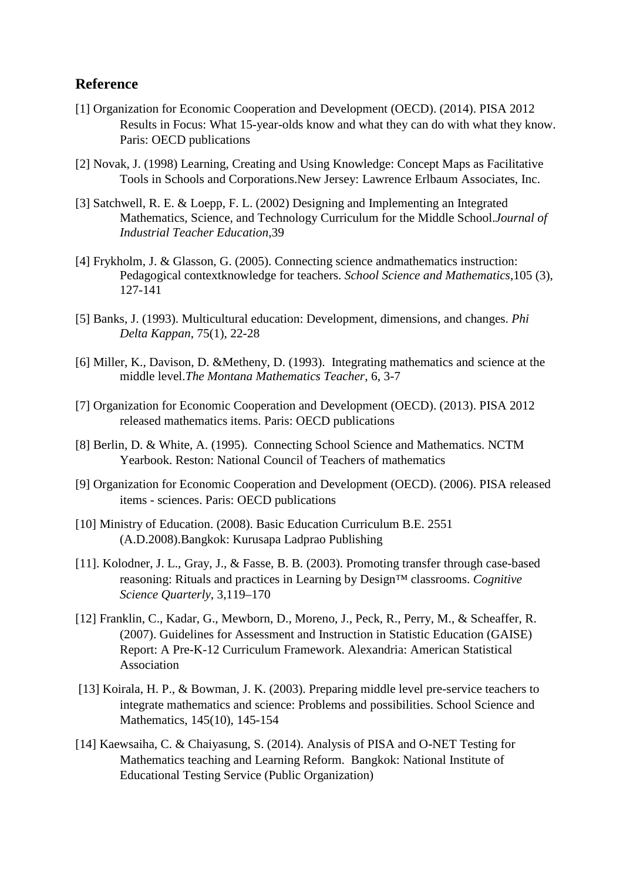## Reference

[1] Organization for Economic Cooperation and Development (OECD). (2014). PISA 2012 Results in Focus: What 15-year-olds know and what they can do with what they know. Paris: OECD publications

[2] Novak, J. (1998) Learning, Creating and Using Knowledge: Concept Maps as Facilitative Tools in Schools and Corporations.New Jersey: Lawrence Erlbaum Associates, Inc.

[3] Satchwell, R. E. & Loepp, F. L. (2002) Designing and Implementing an Integrated Mathematics, Science, and Technology Curriculum for the Middle School.*Journal of Industrial Teacher Education*,39

[4] Frykholm, J. & Glasson, G. (2005). Connecting science andmathematics instruction: Pedagogical contextknowledge for teachers. *School Science and Mathematics*,105 (3), 127-141

[5] Banks, J. (1993). Multicultural education: Development, dimensions, and changes. *Phi Delta Kappan*, 75(1), 22-28

[6] Miller, K., Davison, D. &Metheny, D. (1993). Integrating mathematics and science at the middle level.*The Montana Mathematics Teacher*, 6, 3-7

[7] Organization for Economic Cooperation and Development (OECD). (2013). PISA 2012 released mathematics items. Paris: OECD publications

[8] Berlin, D. & White, A. (1995). Connecting School Science and Mathematics. NCTM Yearbook. Reston: National Council of Teachers of mathematics

[9] Organization for Economic Cooperation and Development (OECD). (2006). PISA released items - sciences. Paris: OECD publications

[10] Ministry of Education. (2008). Basic Education Curriculum B.E. 2551 (A.D.2008).Bangkok: Kurusapa Ladprao Publishing

[11]. Kolodner, J. L., Gray, J., & Fasse, B. B. (2003). Promoting transfer through case-based reasoning: Rituals and practices in Learning by Design™ classrooms. *Cognitive Science Quarterly*, 3,119–170

[12] Franklin, C., Kadar, G., Mewborn, D., Moreno, J., Peck, R., Perry, M., & Scheaffer, R. (2007). Guidelines for Assessment and Instruction in Statistic Education (GAISE) Report: A Pre-K-12 Curriculum Framework. Alexandria: American Statistical Association

[13] Koirala, H. P., & Bowman, J. K. (2003). Preparing middle level pre-service teachers to integrate mathematics and science: Problems and possibilities. School Science and Mathematics, 145(10), 145-154

[14] Kaewsaiha, C. & Chaiyasung, S. (2014). Analysis of PISA and O-NET Testing for Mathematics teaching and Learning Reform. Bangkok: National Institute of Educational Testing Service (Public Organization)